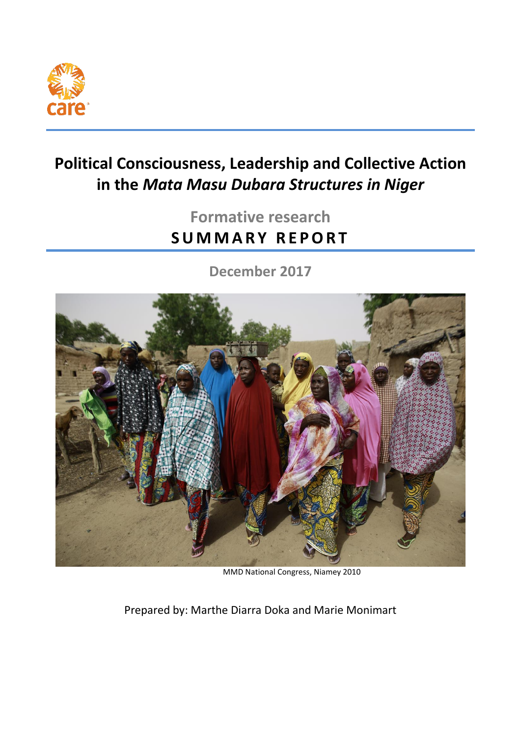# Political Consciousness, Leadership and Collective Action in the *Mata Masu Dubara Structures in Niger*

## Formative research

## SUMMARY REPORT

December 2017

MMD National Congress, Niamey 2010

Prepared by: Marthe Diarra Doka and Marie Monimart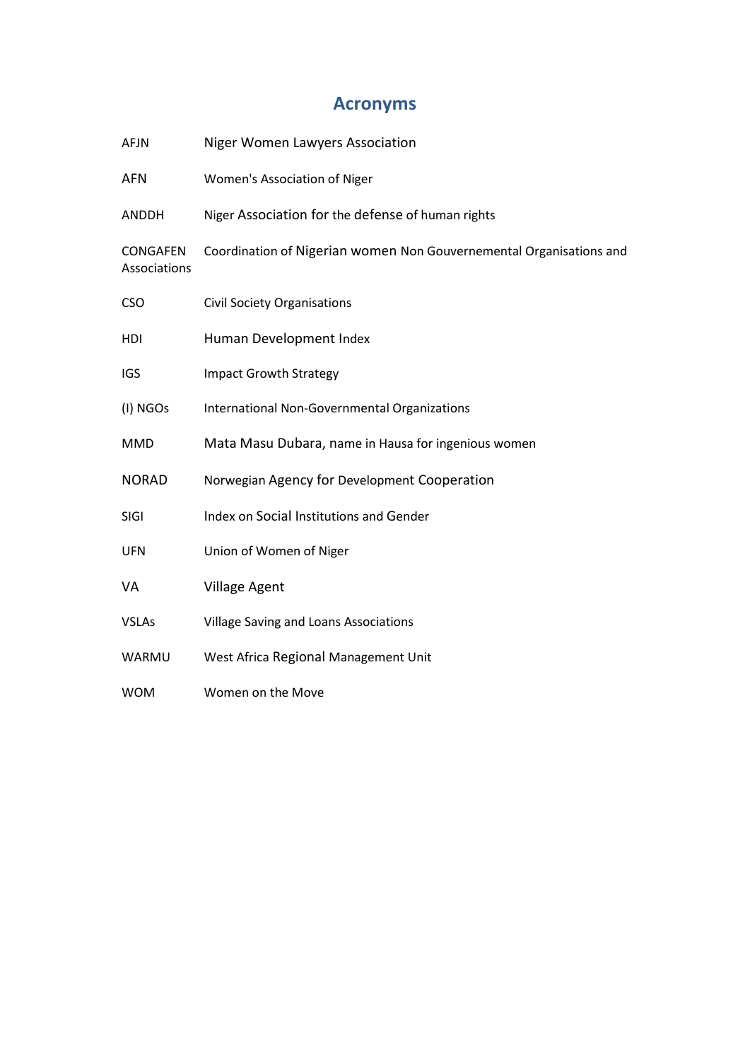# Acronyms

| | |
|---|---|
| AFJN | Niger Women Lawyers Association |
| AFN | Women's Association of Niger |
| ANDDH | Niger Association for the defense of human rights |
| CONGAFEN Associations | Coordination of Nigerian women Non Gouvernemental Organisations and |
| CSO | Civil Society Organisations |
| HDI | Human Development Index |
| IGS | Impact Growth Strategy |
| (I) NGOs | International Non-Governmental Organizations |
| MMD | Mata Masu Dubara, name in Hausa for ingenious women |
| NORAD | Norwegian Agency for Development Cooperation |
| SIGI | Index on Social Institutions and Gender |
| UFN | Union of Women of Niger |
| VA | Village Agent |
| VSLAs | Village Saving and Loans Associations |
| WARMU | West Africa Regional Management Unit |
| WOM | Women on the Move |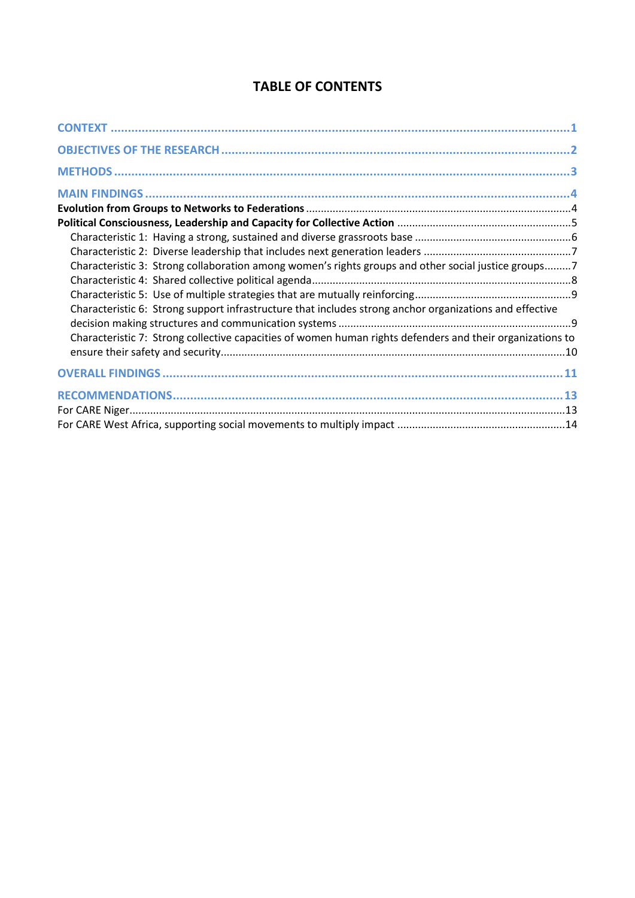# TABLE OF CONTENTS

CONTEXT ..................................................................................................................................1

OBJECTIVES OF THE RESEARCH .....................................................................................................2

METHODS ..................................................................................................................................3

MAIN FINDINGS ..........................................................................................................................4

**Evolution from Groups to Networks to Federations** .........................................................................4

**Political Consciousness, Leadership and Capacity for Collective Action** ...........................................5

- Characteristic 1: Having a strong, sustained and diverse grassroots base .......................................6
- Characteristic 2: Diverse leadership that includes next generation leaders ......................................7
- Characteristic 3: Strong collaboration among women's rights groups and other social justice groups.........7
- Characteristic 4: Shared collective political agenda.........................................................................8
- Characteristic 5: Use of multiple strategies that are mutually reinforcing.........................................9
- Characteristic 6: Strong support infrastructure that includes strong anchor organizations and effective decision making structures and communication systems ..........................................................9
- Characteristic 7: Strong collective capacities of women human rights defenders and their organizations to ensure their safety and security...............................................................................................10

OVERALL FINDINGS ...................................................................................................................11

RECOMMENDATIONS.................................................................................................................13

For CARE Niger.............................................................................................................................13

For CARE West Africa, supporting social movements to multiply impact ............................................14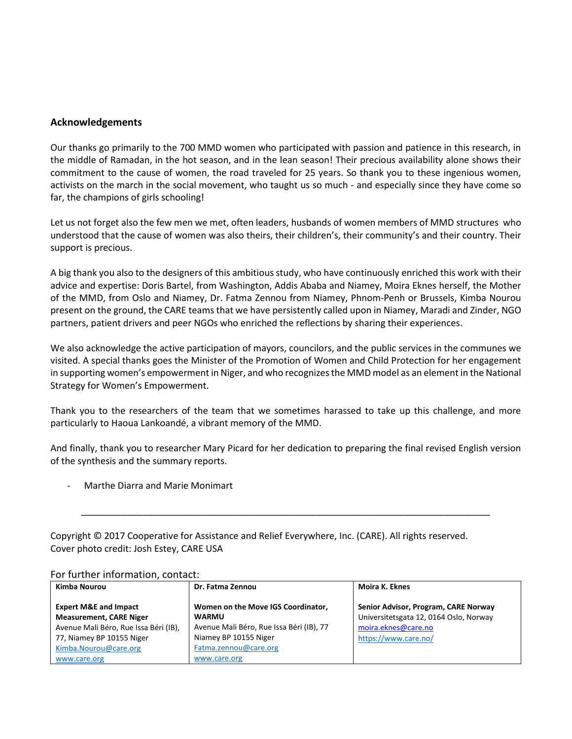## Acknowledgements

Our thanks go primarily to the 700 MMD women who participated with passion and patience in this research, in the middle of Ramadan, in the hot season, and in the lean season! Their precious availability alone shows their commitment to the cause of women, the road traveled for 25 years. So thank you to these ingenious women, activists on the march in the social movement, who taught us so much - and especially since they have come so far, the champions of girls schooling!

Let us not forget also the few men we met, often leaders, husbands of women members of MMD structures who understood that the cause of women was also theirs, their children's, their community's and their country. Their support is precious.

A big thank you also to the designers of this ambitious study, who have continuously enriched this work with their advice and expertise: Doris Bartel, from Washington, Addis Ababa and Niamey, Moira Eknes herself, the Mother of the MMD, from Oslo and Niamey, Dr. Fatma Zennou from Niamey, Phnom-Penh or Brussels, Kimba Nourou present on the ground, the CARE teams that we have persistently called upon in Niamey, Maradi and Zinder, NGO partners, patient drivers and peer NGOs who enriched the reflections by sharing their experiences.

We also acknowledge the active participation of mayors, councilors, and the public services in the communes we visited. A special thanks goes the Minister of the Promotion of Women and Child Protection for her engagement in supporting women's empowerment in Niger, and who recognizes the MMD model as an element in the National Strategy for Women's Empowerment.

Thank you to the researchers of the team that we sometimes harassed to take up this challenge, and more particularly to Haoua Lankoandé, a vibrant memory of the MMD.

And finally, thank you to researcher Mary Picard for her dedication to preparing the final revised English version of the synthesis and the summary reports.

- Marthe Diarra and Marie Monimart

---

Copyright © 2017 Cooperative for Assistance and Relief Everywhere, Inc. (CARE). All rights reserved.
Cover photo credit: Josh Estey, CARE USA

For further information, contact:

| **Kimba Nourou** | **Dr. Fatma Zennou** | **Moira K. Eknes** |
|---|---|---|
| **Expert M&E and Impact Measurement, CARE Niger**<br>Avenue Mali Béro, Rue Issa Béri (IB), 77, Niamey BP 10155 Niger<br>Kimba.Nourou@care.org<br>www.care.org | **Women on the Move IGS Coordinator, WARMU**<br>Avenue Mali Béro, Rue Issa Béri (IB), 77 Niamey BP 10155 Niger<br>Fatma.zennou@care.org<br>www.care.org | **Senior Advisor, Program, CARE Norway**<br>Universitetsgata 12, 0164 Oslo, Norway<br>moira.eknes@care.no<br>https://www.care.no/ |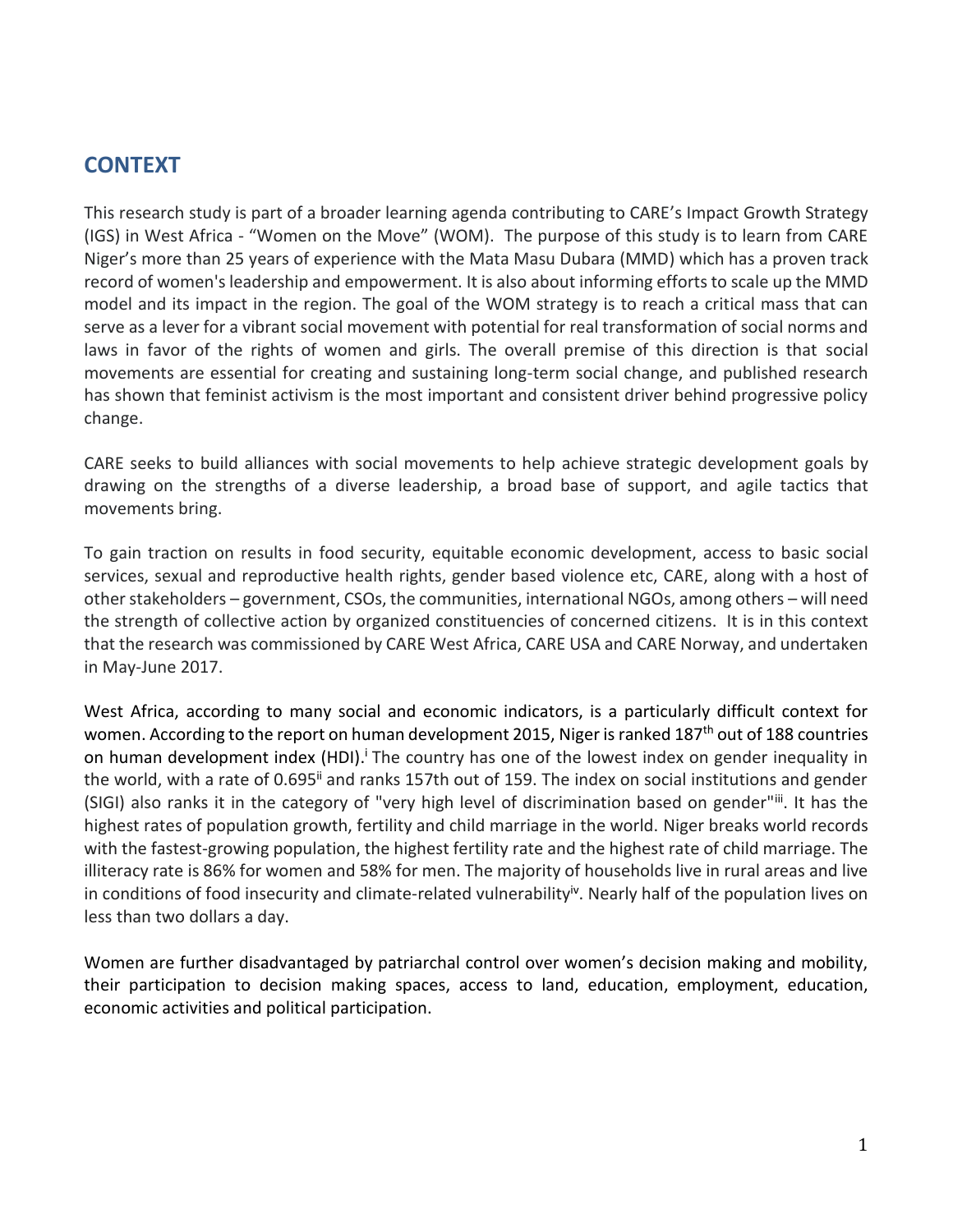## CONTEXT

This research study is part of a broader learning agenda contributing to CARE's Impact Growth Strategy (IGS) in West Africa - "Women on the Move" (WOM). The purpose of this study is to learn from CARE Niger's more than 25 years of experience with the Mata Masu Dubara (MMD) which has a proven track record of women's leadership and empowerment. It is also about informing efforts to scale up the MMD model and its impact in the region. The goal of the WOM strategy is to reach a critical mass that can serve as a lever for a vibrant social movement with potential for real transformation of social norms and laws in favor of the rights of women and girls. The overall premise of this direction is that social movements are essential for creating and sustaining long-term social change, and published research has shown that feminist activism is the most important and consistent driver behind progressive policy change.

CARE seeks to build alliances with social movements to help achieve strategic development goals by drawing on the strengths of a diverse leadership, a broad base of support, and agile tactics that movements bring.

To gain traction on results in food security, equitable economic development, access to basic social services, sexual and reproductive health rights, gender based violence etc, CARE, along with a host of other stakeholders – government, CSOs, the communities, international NGOs, among others – will need the strength of collective action by organized constituencies of concerned citizens. It is in this context that the research was commissioned by CARE West Africa, CARE USA and CARE Norway, and undertaken in May-June 2017.

West Africa, according to many social and economic indicators, is a particularly difficult context for women. According to the report on human development 2015, Niger is ranked 187th out of 188 countries on human development index (HDI).[i] The country has one of the lowest index on gender inequality in the world, with a rate of 0.695[ii] and ranks 157th out of 159. The index on social institutions and gender (SIGI) also ranks it in the category of "very high level of discrimination based on gender"[iii]. It has the highest rates of population growth, fertility and child marriage in the world. Niger breaks world records with the fastest-growing population, the highest fertility rate and the highest rate of child marriage. The illiteracy rate is 86% for women and 58% for men. The majority of households live in rural areas and live in conditions of food insecurity and climate-related vulnerability[iv]. Nearly half of the population lives on less than two dollars a day.

Women are further disadvantaged by patriarchal control over women's decision making and mobility, their participation to decision making spaces, access to land, education, employment, education, economic activities and political participation.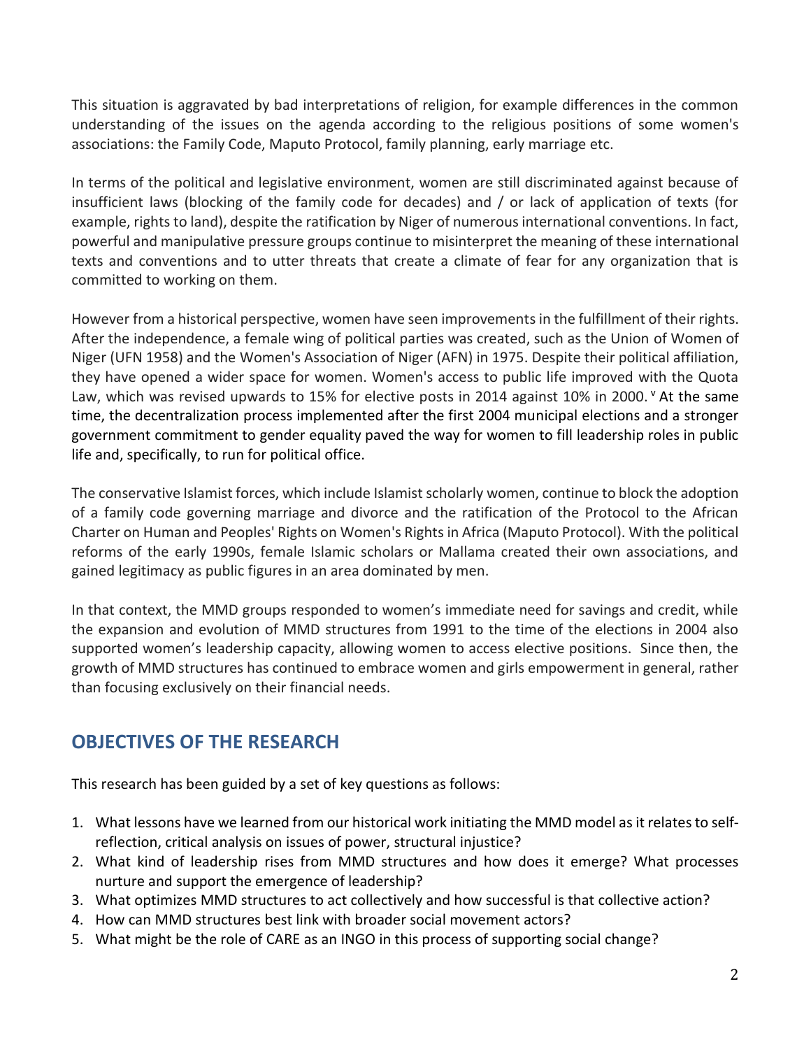This situation is aggravated by bad interpretations of religion, for example differences in the common understanding of the issues on the agenda according to the religious positions of some women's associations: the Family Code, Maputo Protocol, family planning, early marriage etc.

In terms of the political and legislative environment, women are still discriminated against because of insufficient laws (blocking of the family code for decades) and / or lack of application of texts (for example, rights to land), despite the ratification by Niger of numerous international conventions. In fact, powerful and manipulative pressure groups continue to misinterpret the meaning of these international texts and conventions and to utter threats that create a climate of fear for any organization that is committed to working on them.

However from a historical perspective, women have seen improvements in the fulfillment of their rights. After the independence, a female wing of political parties was created, such as the Union of Women of Niger (UFN 1958) and the Women's Association of Niger (AFN) in 1975. Despite their political affiliation, they have opened a wider space for women. Women's access to public life improved with the Quota Law, which was revised upwards to 15% for elective posts in 2014 against 10% in 2000.[v] At the same time, the decentralization process implemented after the first 2004 municipal elections and a stronger government commitment to gender equality paved the way for women to fill leadership roles in public life and, specifically, to run for political office.

The conservative Islamist forces, which include Islamist scholarly women, continue to block the adoption of a family code governing marriage and divorce and the ratification of the Protocol to the African Charter on Human and Peoples' Rights on Women's Rights in Africa (Maputo Protocol). With the political reforms of the early 1990s, female Islamic scholars or Mallama created their own associations, and gained legitimacy as public figures in an area dominated by men.

In that context, the MMD groups responded to women's immediate need for savings and credit, while the expansion and evolution of MMD structures from 1991 to the time of the elections in 2004 also supported women's leadership capacity, allowing women to access elective positions. Since then, the growth of MMD structures has continued to embrace women and girls empowerment in general, rather than focusing exclusively on their financial needs.

## OBJECTIVES OF THE RESEARCH

This research has been guided by a set of key questions as follows:

1. What lessons have we learned from our historical work initiating the MMD model as it relates to self-reflection, critical analysis on issues of power, structural injustice?
2. What kind of leadership rises from MMD structures and how does it emerge? What processes nurture and support the emergence of leadership?
3. What optimizes MMD structures to act collectively and how successful is that collective action?
4. How can MMD structures best link with broader social movement actors?
5. What might be the role of CARE as an INGO in this process of supporting social change?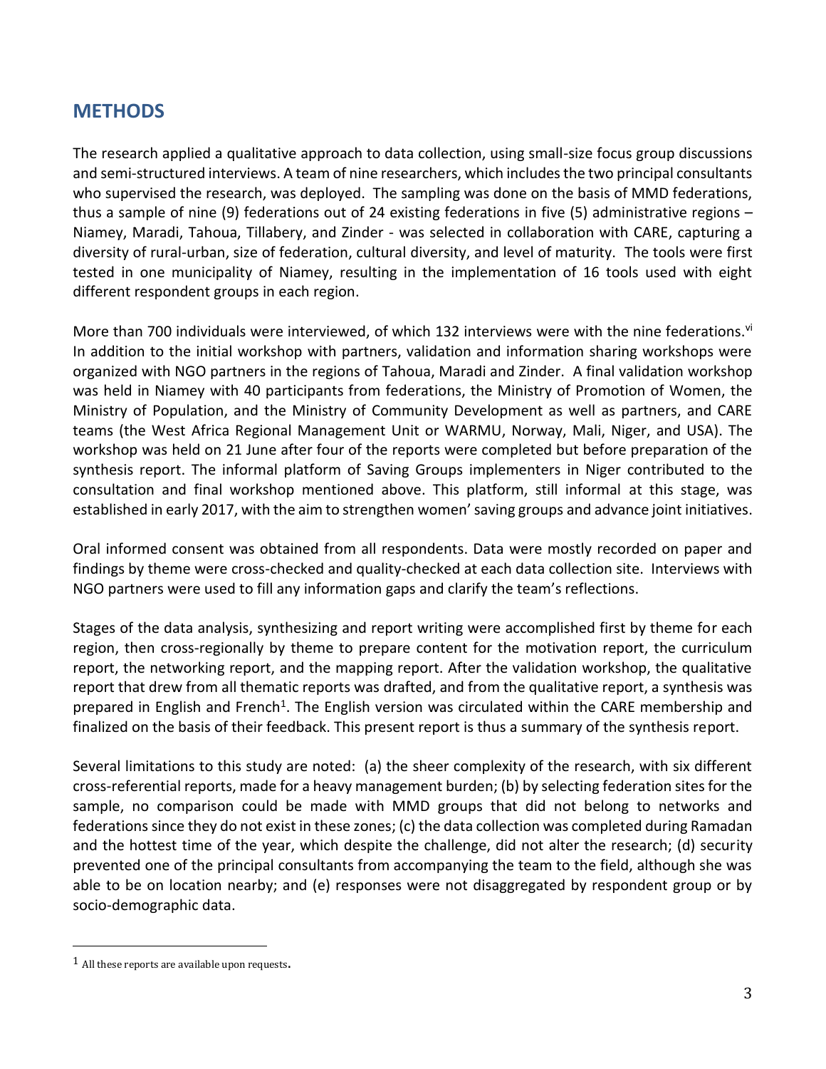## METHODS

The research applied a qualitative approach to data collection, using small-size focus group discussions and semi-structured interviews. A team of nine researchers, which includes the two principal consultants who supervised the research, was deployed. The sampling was done on the basis of MMD federations, thus a sample of nine (9) federations out of 24 existing federations in five (5) administrative regions – Niamey, Maradi, Tahoua, Tillabery, and Zinder - was selected in collaboration with CARE, capturing a diversity of rural-urban, size of federation, cultural diversity, and level of maturity. The tools were first tested in one municipality of Niamey, resulting in the implementation of 16 tools used with eight different respondent groups in each region.

More than 700 individuals were interviewed, of which 132 interviews were with the nine federations.[vi] In addition to the initial workshop with partners, validation and information sharing workshops were organized with NGO partners in the regions of Tahoua, Maradi and Zinder. A final validation workshop was held in Niamey with 40 participants from federations, the Ministry of Promotion of Women, the Ministry of Population, and the Ministry of Community Development as well as partners, and CARE teams (the West Africa Regional Management Unit or WARMU, Norway, Mali, Niger, and USA). The workshop was held on 21 June after four of the reports were completed but before preparation of the synthesis report. The informal platform of Saving Groups implementers in Niger contributed to the consultation and final workshop mentioned above. This platform, still informal at this stage, was established in early 2017, with the aim to strengthen women' saving groups and advance joint initiatives.

Oral informed consent was obtained from all respondents. Data were mostly recorded on paper and findings by theme were cross-checked and quality-checked at each data collection site. Interviews with NGO partners were used to fill any information gaps and clarify the team's reflections.

Stages of the data analysis, synthesizing and report writing were accomplished first by theme for each region, then cross-regionally by theme to prepare content for the motivation report, the curriculum report, the networking report, and the mapping report. After the validation workshop, the qualitative report that drew from all thematic reports was drafted, and from the qualitative report, a synthesis was prepared in English and French[1]. The English version was circulated within the CARE membership and finalized on the basis of their feedback. This present report is thus a summary of the synthesis report.

Several limitations to this study are noted: (a) the sheer complexity of the research, with six different cross-referential reports, made for a heavy management burden; (b) by selecting federation sites for the sample, no comparison could be made with MMD groups that did not belong to networks and federations since they do not exist in these zones; (c) the data collection was completed during Ramadan and the hottest time of the year, which despite the challenge, did not alter the research; (d) security prevented one of the principal consultants from accompanying the team to the field, although she was able to be on location nearby; and (e) responses were not disaggregated by respondent group or by socio-demographic data.

---

[1] All these reports are available upon requests.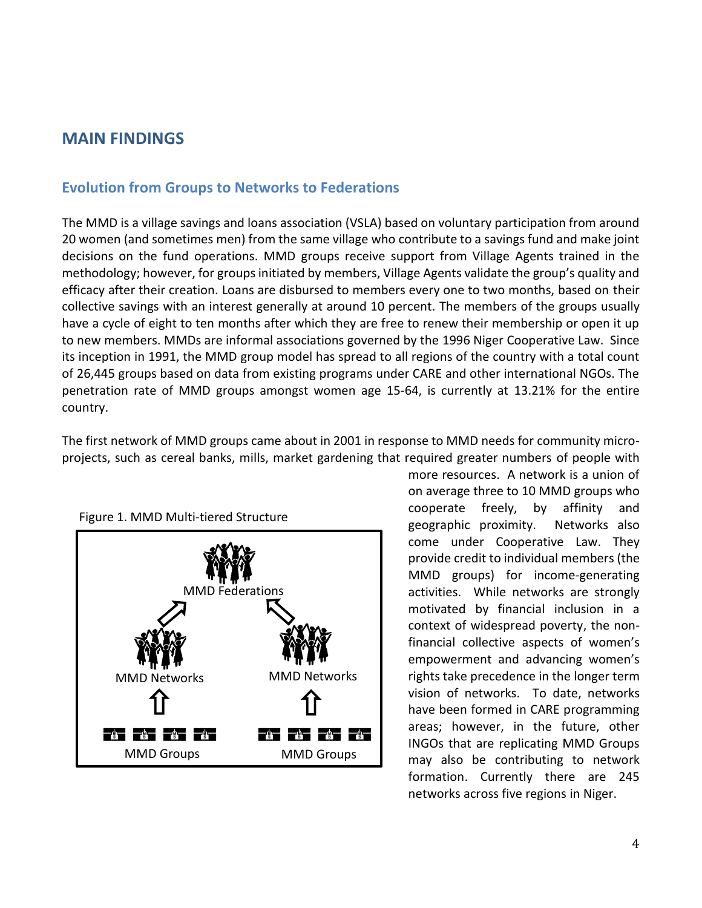# MAIN FINDINGS

## Evolution from Groups to Networks to Federations

The MMD is a village savings and loans association (VSLA) based on voluntary participation from around 20 women (and sometimes men) from the same village who contribute to a savings fund and make joint decisions on the fund operations. MMD groups receive support from Village Agents trained in the methodology; however, for groups initiated by members, Village Agents validate the group's quality and efficacy after their creation. Loans are disbursed to members every one to two months, based on their collective savings with an interest generally at around 10 percent. The members of the groups usually have a cycle of eight to ten months after which they are free to renew their membership or open it up to new members. MMDs are informal associations governed by the 1996 Niger Cooperative Law. Since its inception in 1991, the MMD group model has spread to all regions of the country with a total count of 26,445 groups based on data from existing programs under CARE and other international NGOs. The penetration rate of MMD groups amongst women age 15-64, is currently at 13.21% for the entire country.

The first network of MMD groups came about in 2001 in response to MMD needs for community micro-projects, such as cereal banks, mills, market gardening that required greater numbers of people with more resources. A network is a union of on average three to 10 MMD groups who cooperate freely, by affinity and geographic proximity. Networks also come under Cooperative Law. They provide credit to individual members (the MMD groups) for income-generating activities. While networks are strongly motivated by financial inclusion in a context of widespread poverty, the non-financial collective aspects of women's empowerment and advancing women's rights take precedence in the longer term vision of networks. To date, networks have been formed in CARE programming areas; however, in the future, other INGOs that are replicating MMD Groups may also be contributing to network formation. Currently there are 245 networks across five regions in Niger.

Figure 1. MMD Multi-tiered Structure

MMD Federations

MMD Networks | MMD Networks

MMD Groups | MMD Groups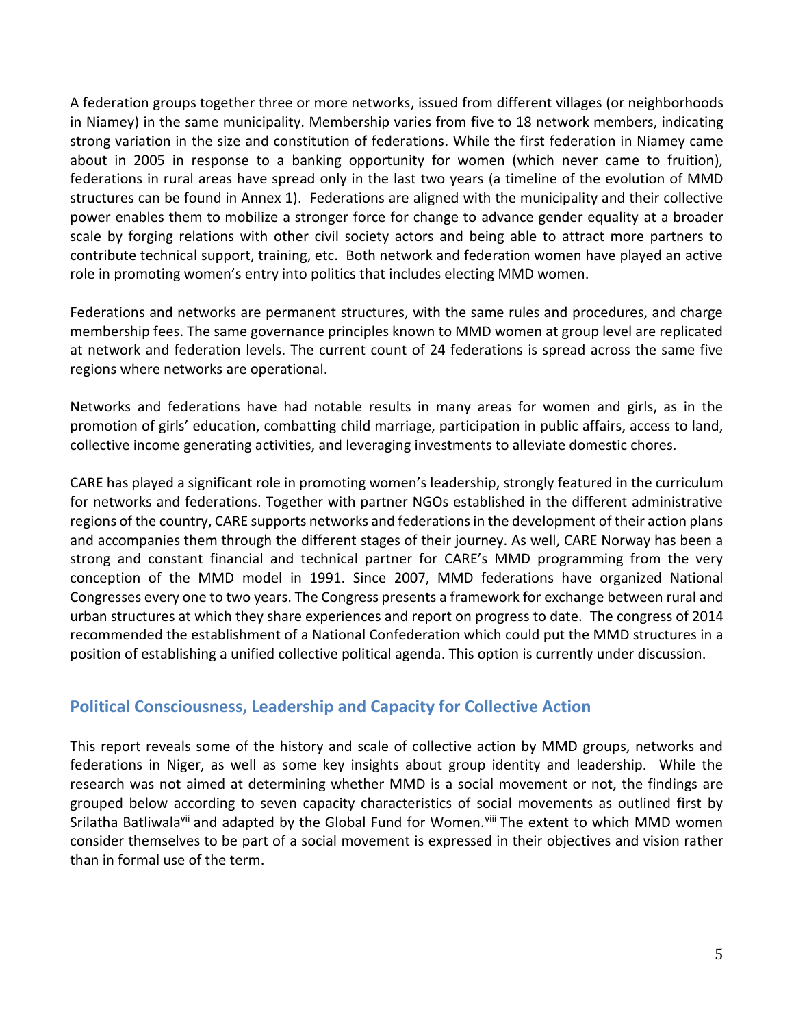A federation groups together three or more networks, issued from different villages (or neighborhoods in Niamey) in the same municipality. Membership varies from five to 18 network members, indicating strong variation in the size and constitution of federations. While the first federation in Niamey came about in 2005 in response to a banking opportunity for women (which never came to fruition), federations in rural areas have spread only in the last two years (a timeline of the evolution of MMD structures can be found in Annex 1). Federations are aligned with the municipality and their collective power enables them to mobilize a stronger force for change to advance gender equality at a broader scale by forging relations with other civil society actors and being able to attract more partners to contribute technical support, training, etc. Both network and federation women have played an active role in promoting women's entry into politics that includes electing MMD women.

Federations and networks are permanent structures, with the same rules and procedures, and charge membership fees. The same governance principles known to MMD women at group level are replicated at network and federation levels. The current count of 24 federations is spread across the same five regions where networks are operational.

Networks and federations have had notable results in many areas for women and girls, as in the promotion of girls' education, combatting child marriage, participation in public affairs, access to land, collective income generating activities, and leveraging investments to alleviate domestic chores.

CARE has played a significant role in promoting women's leadership, strongly featured in the curriculum for networks and federations. Together with partner NGOs established in the different administrative regions of the country, CARE supports networks and federations in the development of their action plans and accompanies them through the different stages of their journey. As well, CARE Norway has been a strong and constant financial and technical partner for CARE's MMD programming from the very conception of the MMD model in 1991. Since 2007, MMD federations have organized National Congresses every one to two years. The Congress presents a framework for exchange between rural and urban structures at which they share experiences and report on progress to date. The congress of 2014 recommended the establishment of a National Confederation which could put the MMD structures in a position of establishing a unified collective political agenda. This option is currently under discussion.

## Political Consciousness, Leadership and Capacity for Collective Action

This report reveals some of the history and scale of collective action by MMD groups, networks and federations in Niger, as well as some key insights about group identity and leadership. While the research was not aimed at determining whether MMD is a social movement or not, the findings are grouped below according to seven capacity characteristics of social movements as outlined first by Srilatha Batliwala[vii] and adapted by the Global Fund for Women.[viii] The extent to which MMD women consider themselves to be part of a social movement is expressed in their objectives and vision rather than in formal use of the term.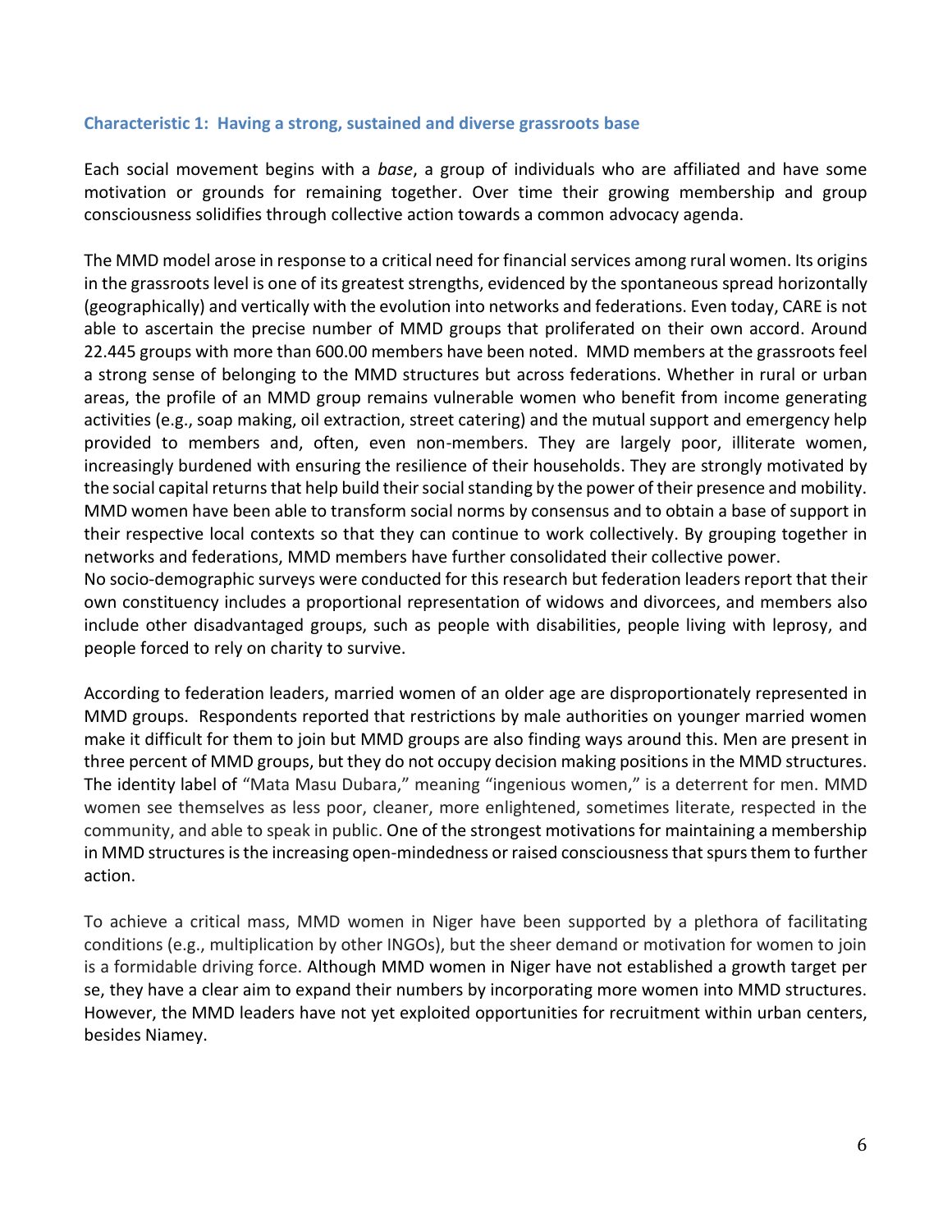### Characteristic 1: Having a strong, sustained and diverse grassroots base

Each social movement begins with a *base*, a group of individuals who are affiliated and have some motivation or grounds for remaining together. Over time their growing membership and group consciousness solidifies through collective action towards a common advocacy agenda.

The MMD model arose in response to a critical need for financial services among rural women. Its origins in the grassroots level is one of its greatest strengths, evidenced by the spontaneous spread horizontally (geographically) and vertically with the evolution into networks and federations. Even today, CARE is not able to ascertain the precise number of MMD groups that proliferated on their own accord. Around 22.445 groups with more than 600.00 members have been noted. MMD members at the grassroots feel a strong sense of belonging to the MMD structures but across federations. Whether in rural or urban areas, the profile of an MMD group remains vulnerable women who benefit from income generating activities (e.g., soap making, oil extraction, street catering) and the mutual support and emergency help provided to members and, often, even non-members. They are largely poor, illiterate women, increasingly burdened with ensuring the resilience of their households. They are strongly motivated by the social capital returns that help build their social standing by the power of their presence and mobility. MMD women have been able to transform social norms by consensus and to obtain a base of support in their respective local contexts so that they can continue to work collectively. By grouping together in networks and federations, MMD members have further consolidated their collective power.
No socio-demographic surveys were conducted for this research but federation leaders report that their own constituency includes a proportional representation of widows and divorcees, and members also include other disadvantaged groups, such as people with disabilities, people living with leprosy, and people forced to rely on charity to survive.

According to federation leaders, married women of an older age are disproportionately represented in MMD groups. Respondents reported that restrictions by male authorities on younger married women make it difficult for them to join but MMD groups are also finding ways around this. Men are present in three percent of MMD groups, but they do not occupy decision making positions in the MMD structures. The identity label of "Mata Masu Dubara," meaning "ingenious women," is a deterrent for men. MMD women see themselves as less poor, cleaner, more enlightened, sometimes literate, respected in the community, and able to speak in public. One of the strongest motivations for maintaining a membership in MMD structures is the increasing open-mindedness or raised consciousness that spurs them to further action.

To achieve a critical mass, MMD women in Niger have been supported by a plethora of facilitating conditions (e.g., multiplication by other INGOs), but the sheer demand or motivation for women to join is a formidable driving force. Although MMD women in Niger have not established a growth target per se, they have a clear aim to expand their numbers by incorporating more women into MMD structures. However, the MMD leaders have not yet exploited opportunities for recruitment within urban centers, besides Niamey.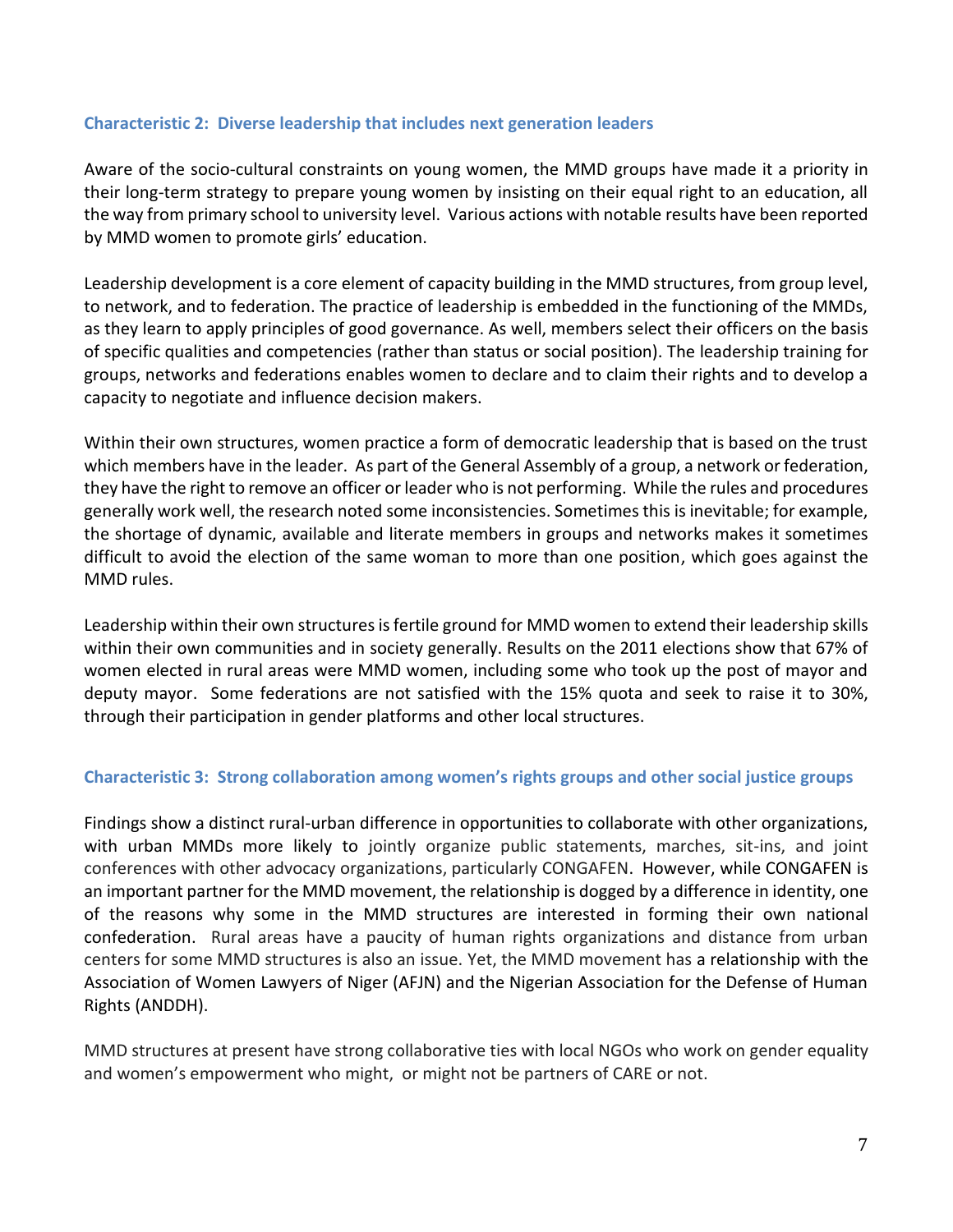### Characteristic 2: Diverse leadership that includes next generation leaders

Aware of the socio-cultural constraints on young women, the MMD groups have made it a priority in their long-term strategy to prepare young women by insisting on their equal right to an education, all the way from primary school to university level. Various actions with notable results have been reported by MMD women to promote girls' education.

Leadership development is a core element of capacity building in the MMD structures, from group level, to network, and to federation. The practice of leadership is embedded in the functioning of the MMDs, as they learn to apply principles of good governance. As well, members select their officers on the basis of specific qualities and competencies (rather than status or social position). The leadership training for groups, networks and federations enables women to declare and to claim their rights and to develop a capacity to negotiate and influence decision makers.

Within their own structures, women practice a form of democratic leadership that is based on the trust which members have in the leader. As part of the General Assembly of a group, a network or federation, they have the right to remove an officer or leader who is not performing. While the rules and procedures generally work well, the research noted some inconsistencies. Sometimes this is inevitable; for example, the shortage of dynamic, available and literate members in groups and networks makes it sometimes difficult to avoid the election of the same woman to more than one position, which goes against the MMD rules.

Leadership within their own structures is fertile ground for MMD women to extend their leadership skills within their own communities and in society generally. Results on the 2011 elections show that 67% of women elected in rural areas were MMD women, including some who took up the post of mayor and deputy mayor. Some federations are not satisfied with the 15% quota and seek to raise it to 30%, through their participation in gender platforms and other local structures.

### Characteristic 3: Strong collaboration among women's rights groups and other social justice groups

Findings show a distinct rural-urban difference in opportunities to collaborate with other organizations, with urban MMDs more likely to jointly organize public statements, marches, sit-ins, and joint conferences with other advocacy organizations, particularly CONGAFEN. However, while CONGAFEN is an important partner for the MMD movement, the relationship is dogged by a difference in identity, one of the reasons why some in the MMD structures are interested in forming their own national confederation. Rural areas have a paucity of human rights organizations and distance from urban centers for some MMD structures is also an issue. Yet, the MMD movement has a relationship with the Association of Women Lawyers of Niger (AFJN) and the Nigerian Association for the Defense of Human Rights (ANDDH).

MMD structures at present have strong collaborative ties with local NGOs who work on gender equality and women's empowerment who might, or might not be partners of CARE or not.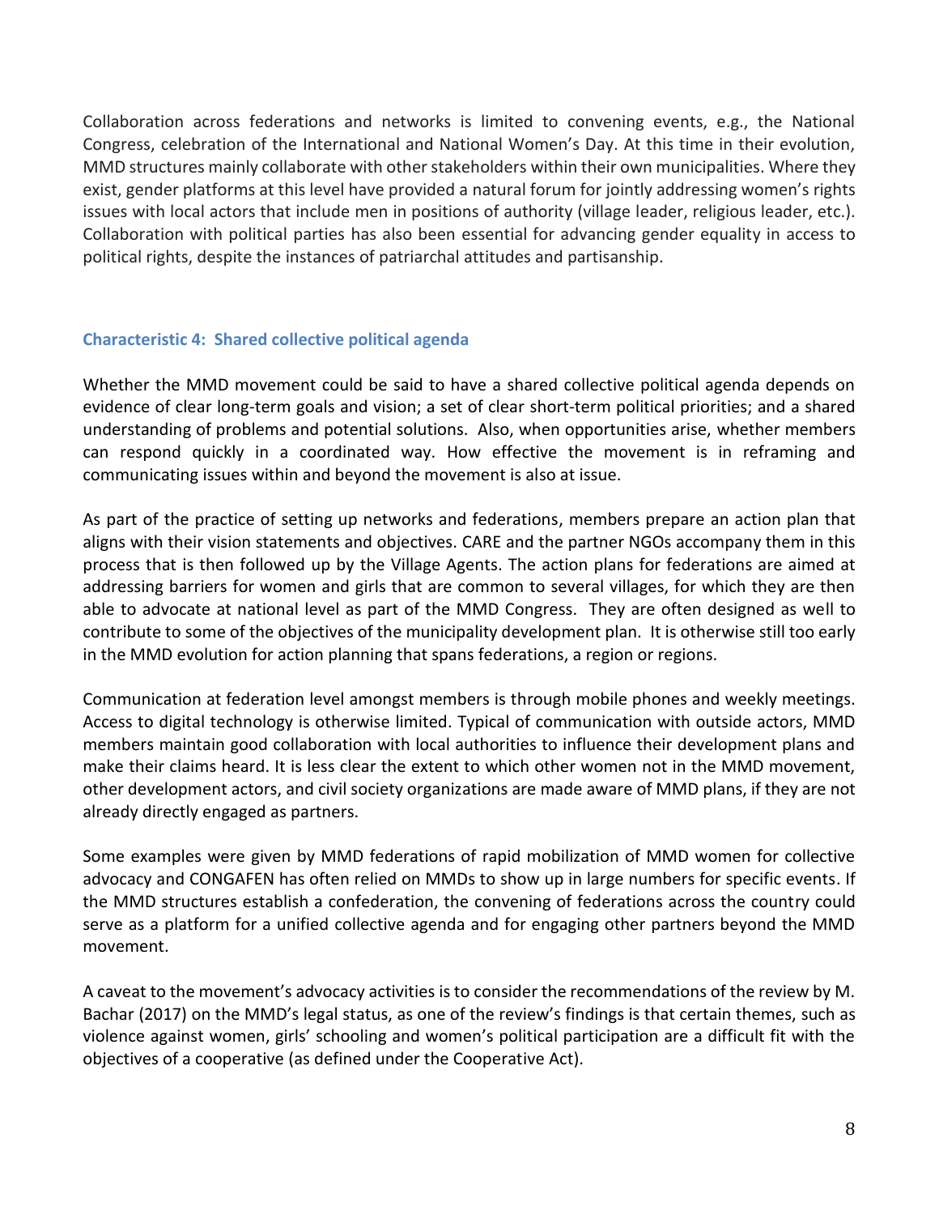Collaboration across federations and networks is limited to convening events, e.g., the National Congress, celebration of the International and National Women's Day. At this time in their evolution, MMD structures mainly collaborate with other stakeholders within their own municipalities. Where they exist, gender platforms at this level have provided a natural forum for jointly addressing women's rights issues with local actors that include men in positions of authority (village leader, religious leader, etc.). Collaboration with political parties has also been essential for advancing gender equality in access to political rights, despite the instances of patriarchal attitudes and partisanship.

### Characteristic 4: Shared collective political agenda

Whether the MMD movement could be said to have a shared collective political agenda depends on evidence of clear long-term goals and vision; a set of clear short-term political priorities; and a shared understanding of problems and potential solutions. Also, when opportunities arise, whether members can respond quickly in a coordinated way. How effective the movement is in reframing and communicating issues within and beyond the movement is also at issue.

As part of the practice of setting up networks and federations, members prepare an action plan that aligns with their vision statements and objectives. CARE and the partner NGOs accompany them in this process that is then followed up by the Village Agents. The action plans for federations are aimed at addressing barriers for women and girls that are common to several villages, for which they are then able to advocate at national level as part of the MMD Congress. They are often designed as well to contribute to some of the objectives of the municipality development plan. It is otherwise still too early in the MMD evolution for action planning that spans federations, a region or regions.

Communication at federation level amongst members is through mobile phones and weekly meetings. Access to digital technology is otherwise limited. Typical of communication with outside actors, MMD members maintain good collaboration with local authorities to influence their development plans and make their claims heard. It is less clear the extent to which other women not in the MMD movement, other development actors, and civil society organizations are made aware of MMD plans, if they are not already directly engaged as partners.

Some examples were given by MMD federations of rapid mobilization of MMD women for collective advocacy and CONGAFEN has often relied on MMDs to show up in large numbers for specific events. If the MMD structures establish a confederation, the convening of federations across the country could serve as a platform for a unified collective agenda and for engaging other partners beyond the MMD movement.

A caveat to the movement's advocacy activities is to consider the recommendations of the review by M. Bachar (2017) on the MMD's legal status, as one of the review's findings is that certain themes, such as violence against women, girls' schooling and women's political participation are a difficult fit with the objectives of a cooperative (as defined under the Cooperative Act).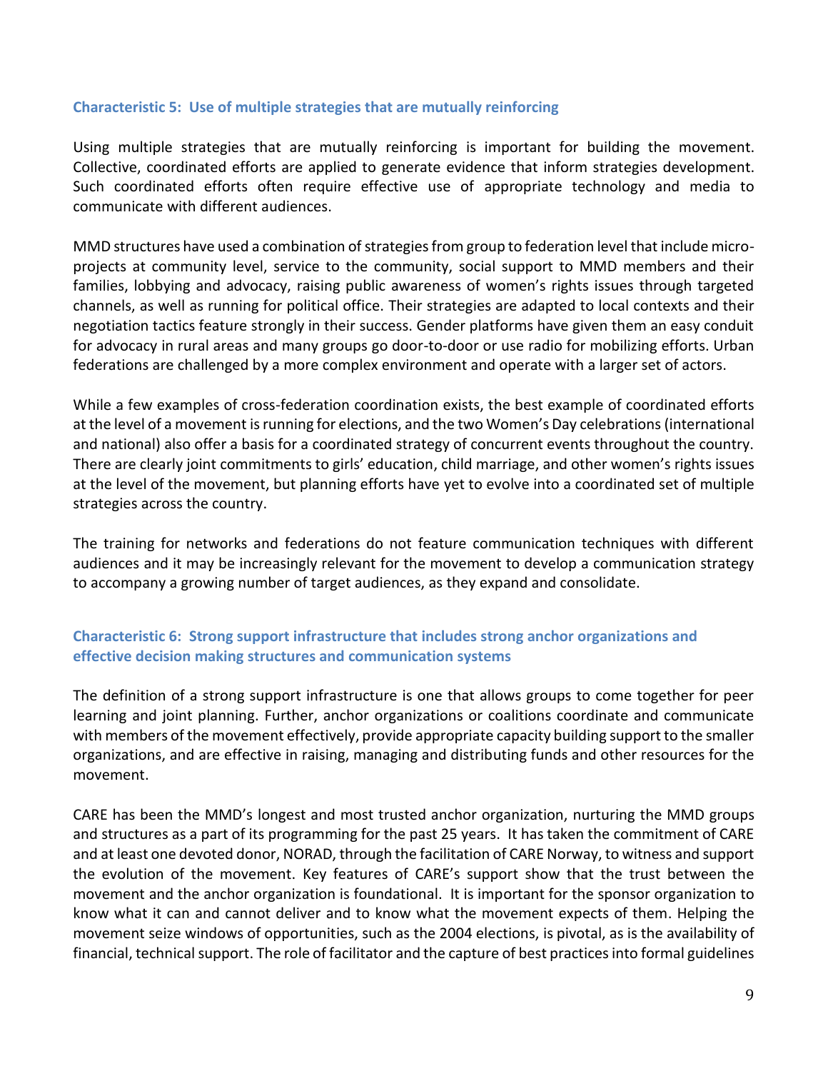### Characteristic 5: Use of multiple strategies that are mutually reinforcing

Using multiple strategies that are mutually reinforcing is important for building the movement. Collective, coordinated efforts are applied to generate evidence that inform strategies development. Such coordinated efforts often require effective use of appropriate technology and media to communicate with different audiences.

MMD structures have used a combination of strategies from group to federation level that include micro-projects at community level, service to the community, social support to MMD members and their families, lobbying and advocacy, raising public awareness of women's rights issues through targeted channels, as well as running for political office. Their strategies are adapted to local contexts and their negotiation tactics feature strongly in their success. Gender platforms have given them an easy conduit for advocacy in rural areas and many groups go door-to-door or use radio for mobilizing efforts. Urban federations are challenged by a more complex environment and operate with a larger set of actors.

While a few examples of cross-federation coordination exists, the best example of coordinated efforts at the level of a movement is running for elections, and the two Women's Day celebrations (international and national) also offer a basis for a coordinated strategy of concurrent events throughout the country. There are clearly joint commitments to girls' education, child marriage, and other women's rights issues at the level of the movement, but planning efforts have yet to evolve into a coordinated set of multiple strategies across the country.

The training for networks and federations do not feature communication techniques with different audiences and it may be increasingly relevant for the movement to develop a communication strategy to accompany a growing number of target audiences, as they expand and consolidate.

### Characteristic 6: Strong support infrastructure that includes strong anchor organizations and effective decision making structures and communication systems

The definition of a strong support infrastructure is one that allows groups to come together for peer learning and joint planning. Further, anchor organizations or coalitions coordinate and communicate with members of the movement effectively, provide appropriate capacity building support to the smaller organizations, and are effective in raising, managing and distributing funds and other resources for the movement.

CARE has been the MMD's longest and most trusted anchor organization, nurturing the MMD groups and structures as a part of its programming for the past 25 years. It has taken the commitment of CARE and at least one devoted donor, NORAD, through the facilitation of CARE Norway, to witness and support the evolution of the movement. Key features of CARE's support show that the trust between the movement and the anchor organization is foundational. It is important for the sponsor organization to know what it can and cannot deliver and to know what the movement expects of them. Helping the movement seize windows of opportunities, such as the 2004 elections, is pivotal, as is the availability of financial, technical support. The role of facilitator and the capture of best practices into formal guidelines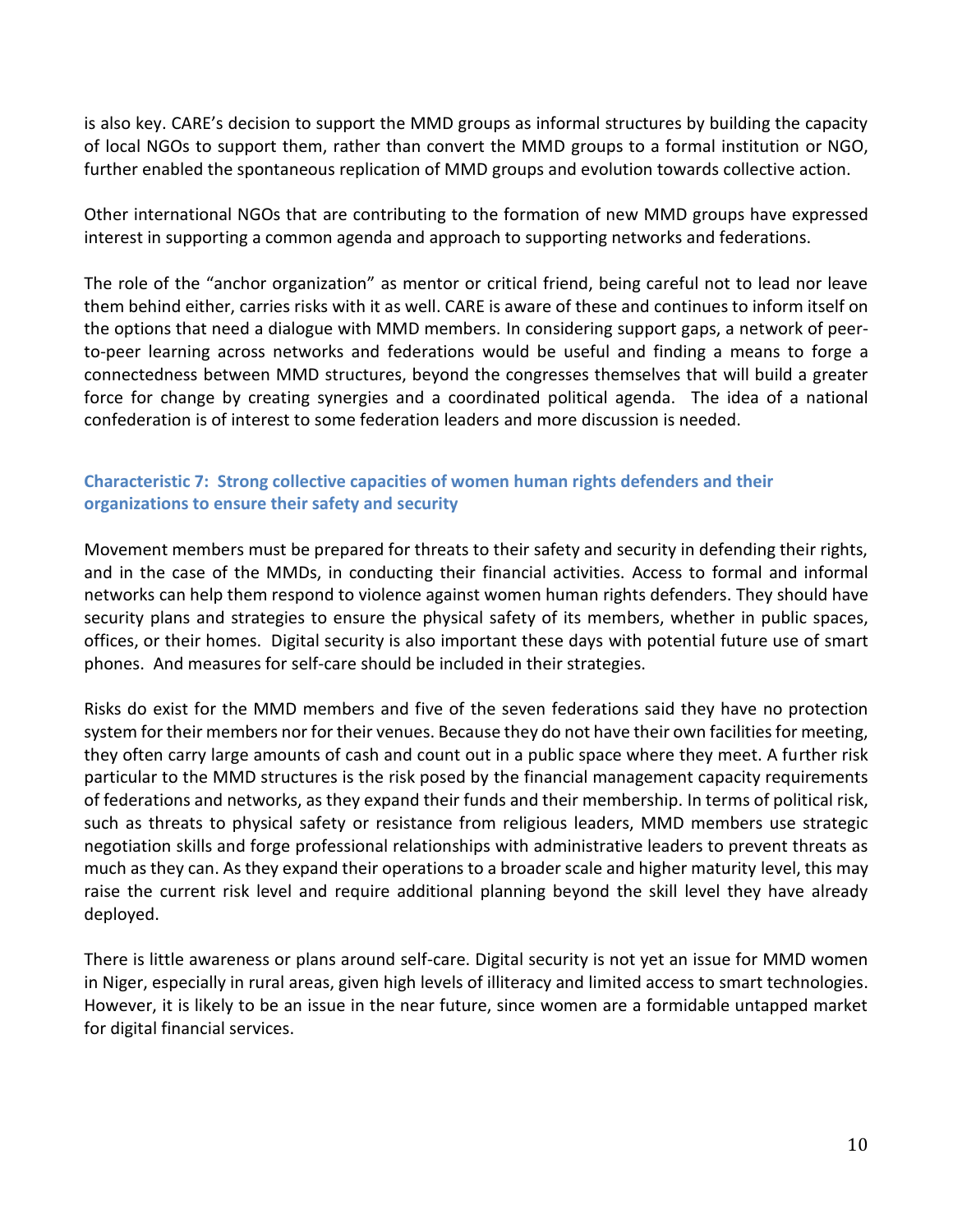is also key. CARE's decision to support the MMD groups as informal structures by building the capacity of local NGOs to support them, rather than convert the MMD groups to a formal institution or NGO, further enabled the spontaneous replication of MMD groups and evolution towards collective action.

Other international NGOs that are contributing to the formation of new MMD groups have expressed interest in supporting a common agenda and approach to supporting networks and federations.

The role of the "anchor organization" as mentor or critical friend, being careful not to lead nor leave them behind either, carries risks with it as well. CARE is aware of these and continues to inform itself on the options that need a dialogue with MMD members. In considering support gaps, a network of peer-to-peer learning across networks and federations would be useful and finding a means to forge a connectedness between MMD structures, beyond the congresses themselves that will build a greater force for change by creating synergies and a coordinated political agenda. The idea of a national confederation is of interest to some federation leaders and more discussion is needed.

### Characteristic 7: Strong collective capacities of women human rights defenders and their organizations to ensure their safety and security

Movement members must be prepared for threats to their safety and security in defending their rights, and in the case of the MMDs, in conducting their financial activities. Access to formal and informal networks can help them respond to violence against women human rights defenders. They should have security plans and strategies to ensure the physical safety of its members, whether in public spaces, offices, or their homes. Digital security is also important these days with potential future use of smart phones. And measures for self-care should be included in their strategies.

Risks do exist for the MMD members and five of the seven federations said they have no protection system for their members nor for their venues. Because they do not have their own facilities for meeting, they often carry large amounts of cash and count out in a public space where they meet. A further risk particular to the MMD structures is the risk posed by the financial management capacity requirements of federations and networks, as they expand their funds and their membership. In terms of political risk, such as threats to physical safety or resistance from religious leaders, MMD members use strategic negotiation skills and forge professional relationships with administrative leaders to prevent threats as much as they can. As they expand their operations to a broader scale and higher maturity level, this may raise the current risk level and require additional planning beyond the skill level they have already deployed.

There is little awareness or plans around self-care. Digital security is not yet an issue for MMD women in Niger, especially in rural areas, given high levels of illiteracy and limited access to smart technologies. However, it is likely to be an issue in the near future, since women are a formidable untapped market for digital financial services.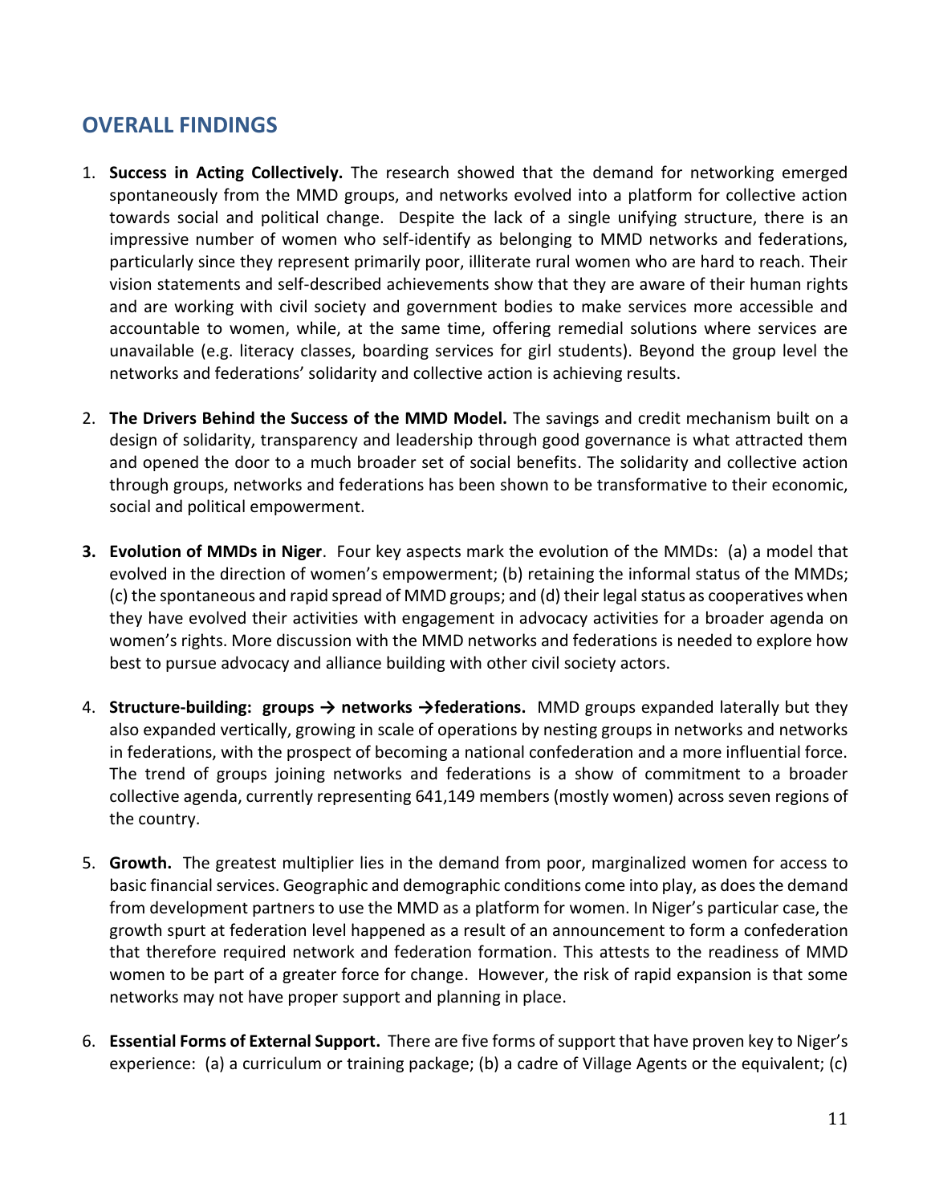## OVERALL FINDINGS

1. **Success in Acting Collectively.** The research showed that the demand for networking emerged spontaneously from the MMD groups, and networks evolved into a platform for collective action towards social and political change. Despite the lack of a single unifying structure, there is an impressive number of women who self-identify as belonging to MMD networks and federations, particularly since they represent primarily poor, illiterate rural women who are hard to reach. Their vision statements and self-described achievements show that they are aware of their human rights and are working with civil society and government bodies to make services more accessible and accountable to women, while, at the same time, offering remedial solutions where services are unavailable (e.g. literacy classes, boarding services for girl students). Beyond the group level the networks and federations' solidarity and collective action is achieving results.

2. **The Drivers Behind the Success of the MMD Model.** The savings and credit mechanism built on a design of solidarity, transparency and leadership through good governance is what attracted them and opened the door to a much broader set of social benefits. The solidarity and collective action through groups, networks and federations has been shown to be transformative to their economic, social and political empowerment.

3. **Evolution of MMDs in Niger**. Four key aspects mark the evolution of the MMDs: (a) a model that evolved in the direction of women's empowerment; (b) retaining the informal status of the MMDs; (c) the spontaneous and rapid spread of MMD groups; and (d) their legal status as cooperatives when they have evolved their activities with engagement in advocacy activities for a broader agenda on women's rights. More discussion with the MMD networks and federations is needed to explore how best to pursue advocacy and alliance building with other civil society actors.

4. **Structure-building: groups → networks →federations.** MMD groups expanded laterally but they also expanded vertically, growing in scale of operations by nesting groups in networks and networks in federations, with the prospect of becoming a national confederation and a more influential force. The trend of groups joining networks and federations is a show of commitment to a broader collective agenda, currently representing 641,149 members (mostly women) across seven regions of the country.

5. **Growth.** The greatest multiplier lies in the demand from poor, marginalized women for access to basic financial services. Geographic and demographic conditions come into play, as does the demand from development partners to use the MMD as a platform for women. In Niger's particular case, the growth spurt at federation level happened as a result of an announcement to form a confederation that therefore required network and federation formation. This attests to the readiness of MMD women to be part of a greater force for change. However, the risk of rapid expansion is that some networks may not have proper support and planning in place.

6. **Essential Forms of External Support.** There are five forms of support that have proven key to Niger's experience: (a) a curriculum or training package; (b) a cadre of Village Agents or the equivalent; (c)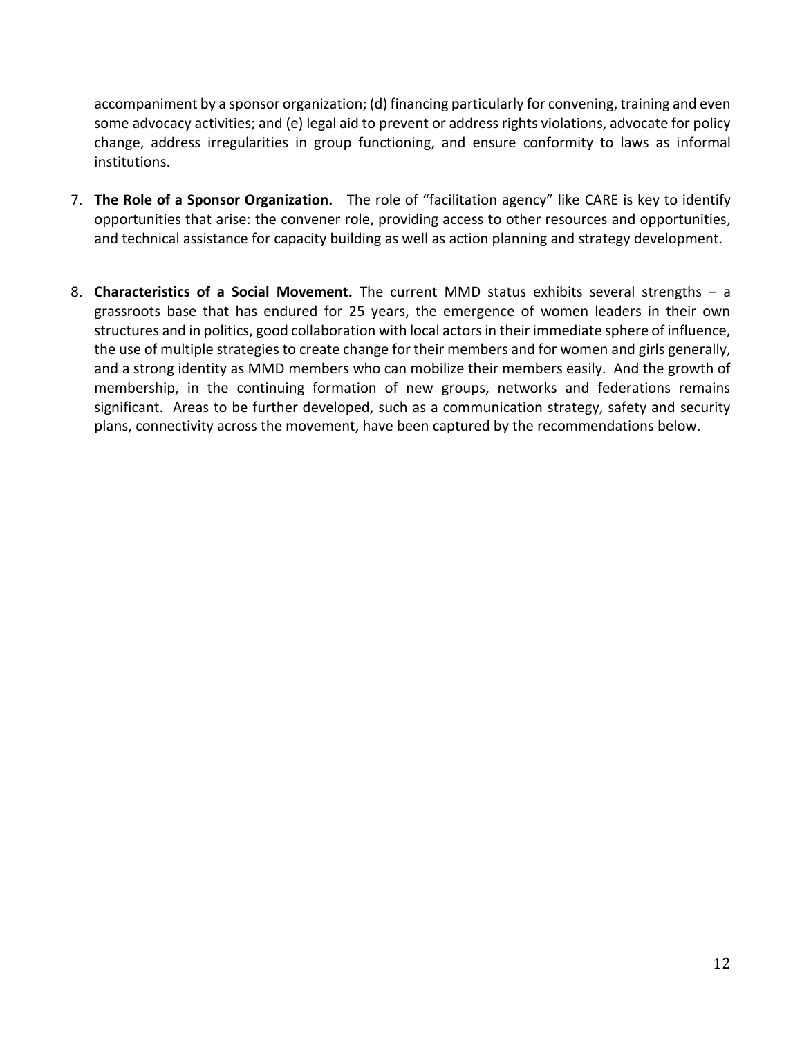accompaniment by a sponsor organization; (d) financing particularly for convening, training and even some advocacy activities; and (e) legal aid to prevent or address rights violations, advocate for policy change, address irregularities in group functioning, and ensure conformity to laws as informal institutions.

7. **The Role of a Sponsor Organization.** The role of "facilitation agency" like CARE is key to identify opportunities that arise: the convener role, providing access to other resources and opportunities, and technical assistance for capacity building as well as action planning and strategy development.

8. **Characteristics of a Social Movement.** The current MMD status exhibits several strengths – a grassroots base that has endured for 25 years, the emergence of women leaders in their own structures and in politics, good collaboration with local actors in their immediate sphere of influence, the use of multiple strategies to create change for their members and for women and girls generally, and a strong identity as MMD members who can mobilize their members easily. And the growth of membership, in the continuing formation of new groups, networks and federations remains significant. Areas to be further developed, such as a communication strategy, safety and security plans, connectivity across the movement, have been captured by the recommendations below.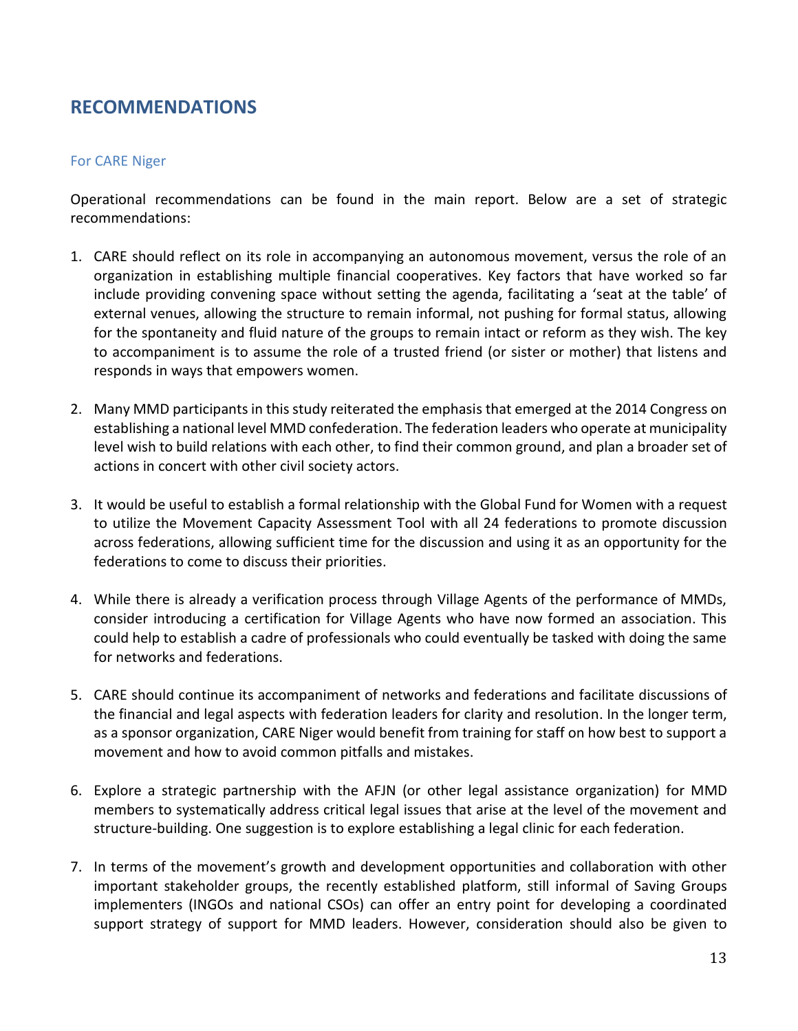## RECOMMENDATIONS

### For CARE Niger

Operational recommendations can be found in the main report. Below are a set of strategic recommendations:

1. CARE should reflect on its role in accompanying an autonomous movement, versus the role of an organization in establishing multiple financial cooperatives. Key factors that have worked so far include providing convening space without setting the agenda, facilitating a 'seat at the table' of external venues, allowing the structure to remain informal, not pushing for formal status, allowing for the spontaneity and fluid nature of the groups to remain intact or reform as they wish. The key to accompaniment is to assume the role of a trusted friend (or sister or mother) that listens and responds in ways that empowers women.

2. Many MMD participants in this study reiterated the emphasis that emerged at the 2014 Congress on establishing a national level MMD confederation. The federation leaders who operate at municipality level wish to build relations with each other, to find their common ground, and plan a broader set of actions in concert with other civil society actors.

3. It would be useful to establish a formal relationship with the Global Fund for Women with a request to utilize the Movement Capacity Assessment Tool with all 24 federations to promote discussion across federations, allowing sufficient time for the discussion and using it as an opportunity for the federations to come to discuss their priorities.

4. While there is already a verification process through Village Agents of the performance of MMDs, consider introducing a certification for Village Agents who have now formed an association. This could help to establish a cadre of professionals who could eventually be tasked with doing the same for networks and federations.

5. CARE should continue its accompaniment of networks and federations and facilitate discussions of the financial and legal aspects with federation leaders for clarity and resolution. In the longer term, as a sponsor organization, CARE Niger would benefit from training for staff on how best to support a movement and how to avoid common pitfalls and mistakes.

6. Explore a strategic partnership with the AFJN (or other legal assistance organization) for MMD members to systematically address critical legal issues that arise at the level of the movement and structure-building. One suggestion is to explore establishing a legal clinic for each federation.

7. In terms of the movement's growth and development opportunities and collaboration with other important stakeholder groups, the recently established platform, still informal of Saving Groups implementers (INGOs and national CSOs) can offer an entry point for developing a coordinated support strategy of support for MMD leaders. However, consideration should also be given to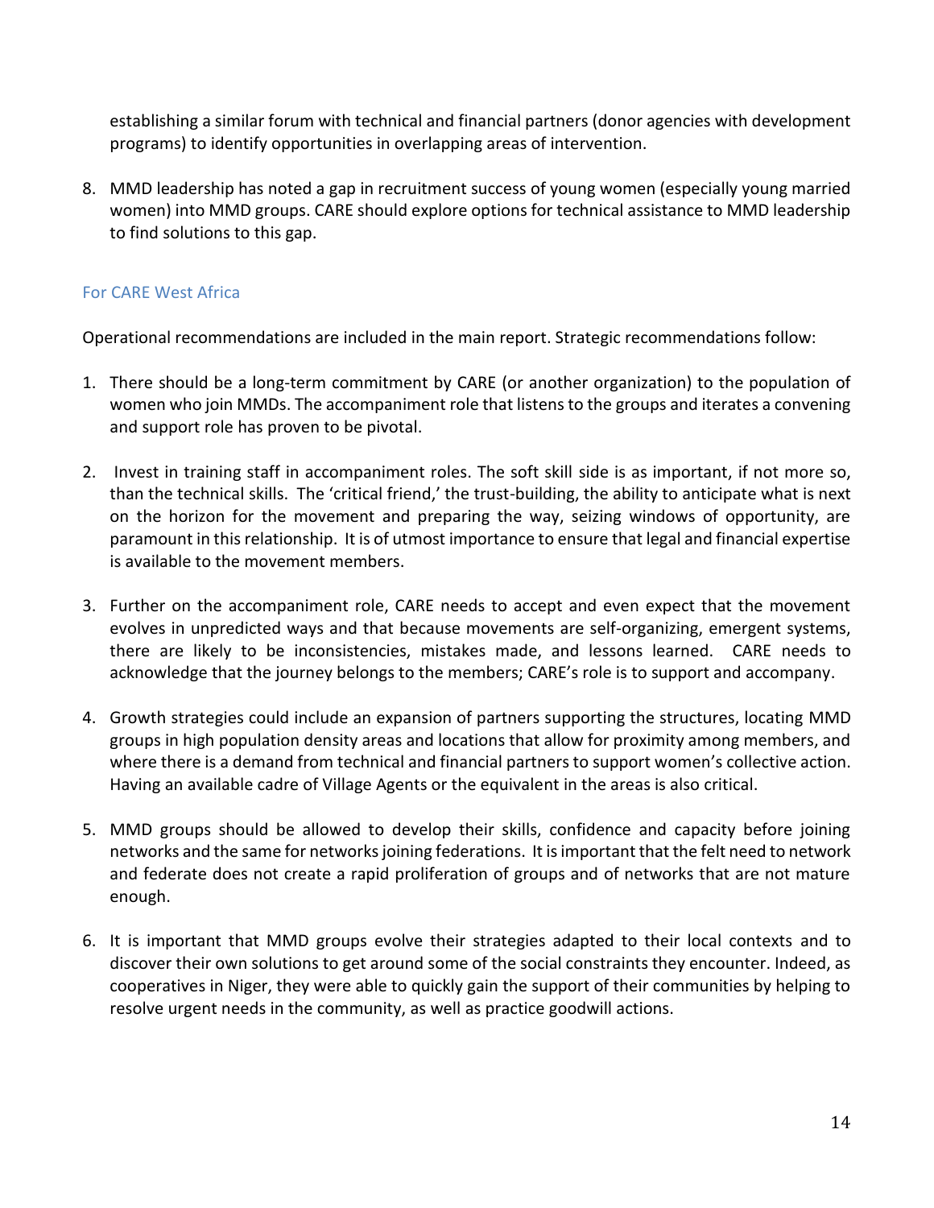establishing a similar forum with technical and financial partners (donor agencies with development programs) to identify opportunities in overlapping areas of intervention.

8. MMD leadership has noted a gap in recruitment success of young women (especially young married women) into MMD groups. CARE should explore options for technical assistance to MMD leadership to find solutions to this gap.

### For CARE West Africa

Operational recommendations are included in the main report. Strategic recommendations follow:

1. There should be a long-term commitment by CARE (or another organization) to the population of women who join MMDs. The accompaniment role that listens to the groups and iterates a convening and support role has proven to be pivotal.

2. Invest in training staff in accompaniment roles. The soft skill side is as important, if not more so, than the technical skills. The 'critical friend,' the trust-building, the ability to anticipate what is next on the horizon for the movement and preparing the way, seizing windows of opportunity, are paramount in this relationship. It is of utmost importance to ensure that legal and financial expertise is available to the movement members.

3. Further on the accompaniment role, CARE needs to accept and even expect that the movement evolves in unpredicted ways and that because movements are self-organizing, emergent systems, there are likely to be inconsistencies, mistakes made, and lessons learned. CARE needs to acknowledge that the journey belongs to the members; CARE's role is to support and accompany.

4. Growth strategies could include an expansion of partners supporting the structures, locating MMD groups in high population density areas and locations that allow for proximity among members, and where there is a demand from technical and financial partners to support women's collective action. Having an available cadre of Village Agents or the equivalent in the areas is also critical.

5. MMD groups should be allowed to develop their skills, confidence and capacity before joining networks and the same for networks joining federations. It is important that the felt need to network and federate does not create a rapid proliferation of groups and of networks that are not mature enough.

6. It is important that MMD groups evolve their strategies adapted to their local contexts and to discover their own solutions to get around some of the social constraints they encounter. Indeed, as cooperatives in Niger, they were able to quickly gain the support of their communities by helping to resolve urgent needs in the community, as well as practice goodwill actions.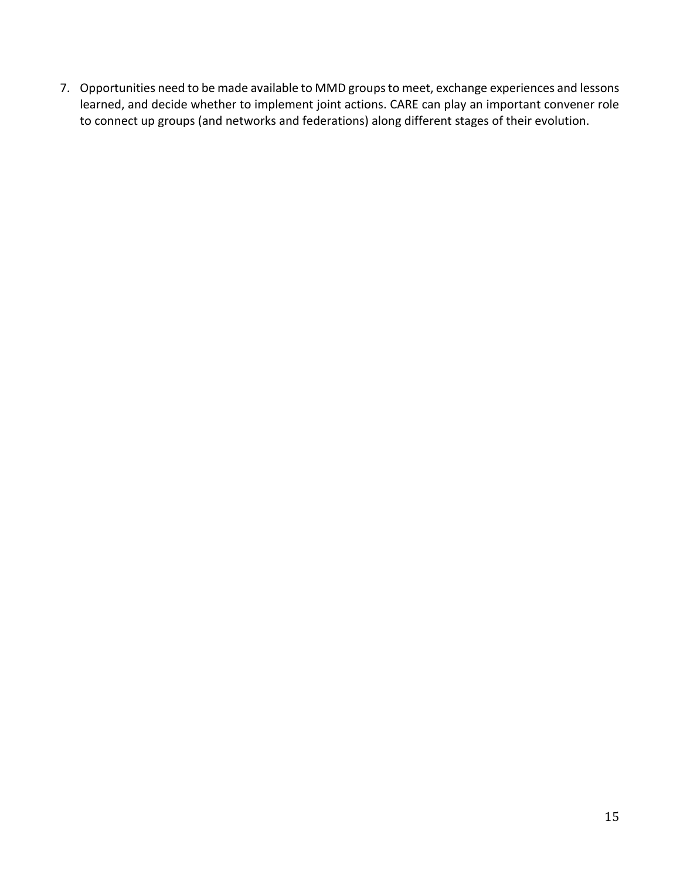7. Opportunities need to be made available to MMD groups to meet, exchange experiences and lessons learned, and decide whether to implement joint actions. CARE can play an important convener role to connect up groups (and networks and federations) along different stages of their evolution.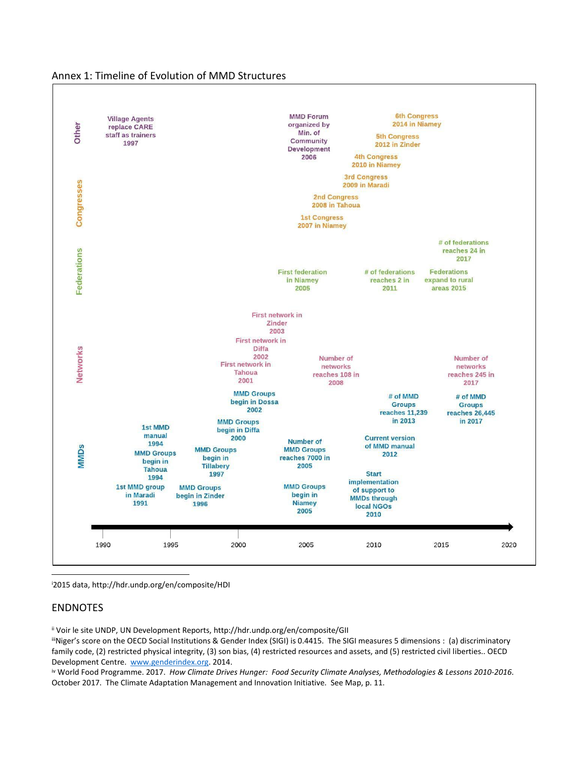Annex 1: Timeline of Evolution of MMD Structures

| Category | Year | Event |
| --- | --- | --- |
| Other | 1997 | Village Agents replace CARE staff as trainers |
| Other | 2006 | MMD Forum organized by Min. of Community Development |
| Congresses | 2007 | 1st Congress 2007 in Niamey |
| Congresses | 2008 | 2nd Congress 2008 in Tahoua |
| Congresses | 2009 | 3rd Congress 2009 in Maradi |
| Congresses | 2010 | 4th Congress 2010 in Niamey |
| Congresses | 2012 | 5th Congress 2012 in Zinder |
| Congresses | 2014 | 6th Congress 2014 in Niamey |
| Federations | 2005 | First federation in Niamey 2005 |
| Federations | 2011 | # of federations reaches 2 in 2011 |
| Federations | 2015 | Federations expand to rural areas 2015 |
| Federations | 2017 | # of federations reaches 24 in 2017 |
| Networks | 2001 | First network in Tahoua 2001 |
| Networks | 2002 | First network in Diffa 2002 |
| Networks | 2003 | First network in Zinder 2003 |
| Networks | 2008 | Number of networks reaches 108 in 2008 |
| Networks | 2017 | Number of networks reaches 245 in 2017 |
| MMDs | 1991 | 1st MMD group in Maradi 1991 |
| MMDs | 1994 | 1st MMD manual 1994 |
| MMDs | 1994 | MMD Groups begin in Tahoua 1994 |
| MMDs | 1996 | MMD Groups begin in Zinder 1996 |
| MMDs | 1997 | MMD Groups begin in Tillabery 1997 |
| MMDs | 2000 | MMD Groups begin in Diffa 2000 |
| MMDs | 2002 | MMD Groups begin in Dossa 2002 |
| MMDs | 2005 | Number of MMD Groups reaches 7000 in 2005 |
| MMDs | 2005 | MMD Groups begin in Niamey 2005 |
| MMDs | 2010 | Start implementation of support to MMDs through local NGOs 2010 |
| MMDs | 2012 | Current version of MMD manual 2012 |
| MMDs | 2013 | # of MMD Groups reaches 11,239 in 2013 |
| MMDs | 2017 | # of MMD Groups reaches 26,445 in 2017 |

[i] 2015 data, http://hdr.undp.org/en/composite/HDI

## ENDNOTES

[ii] Voir le site UNDP, UN Development Reports, http://hdr.undp.org/en/composite/GII

[iii] Niger's score on the OECD Social Institutions & Gender Index (SIGI) is 0.4415. The SIGI measures 5 dimensions : (a) discriminatory family code, (2) restricted physical integrity, (3) son bias, (4) restricted resources and assets, and (5) restricted civil liberties.. OECD Development Centre. www.genderindex.org. 2014.

[iv] World Food Programme. 2017. *How Climate Drives Hunger: Food Security Climate Analyses, Methodologies & Lessons 2010-2016.* October 2017. The Climate Adaptation Management and Innovation Initiative. See Map, p. 11.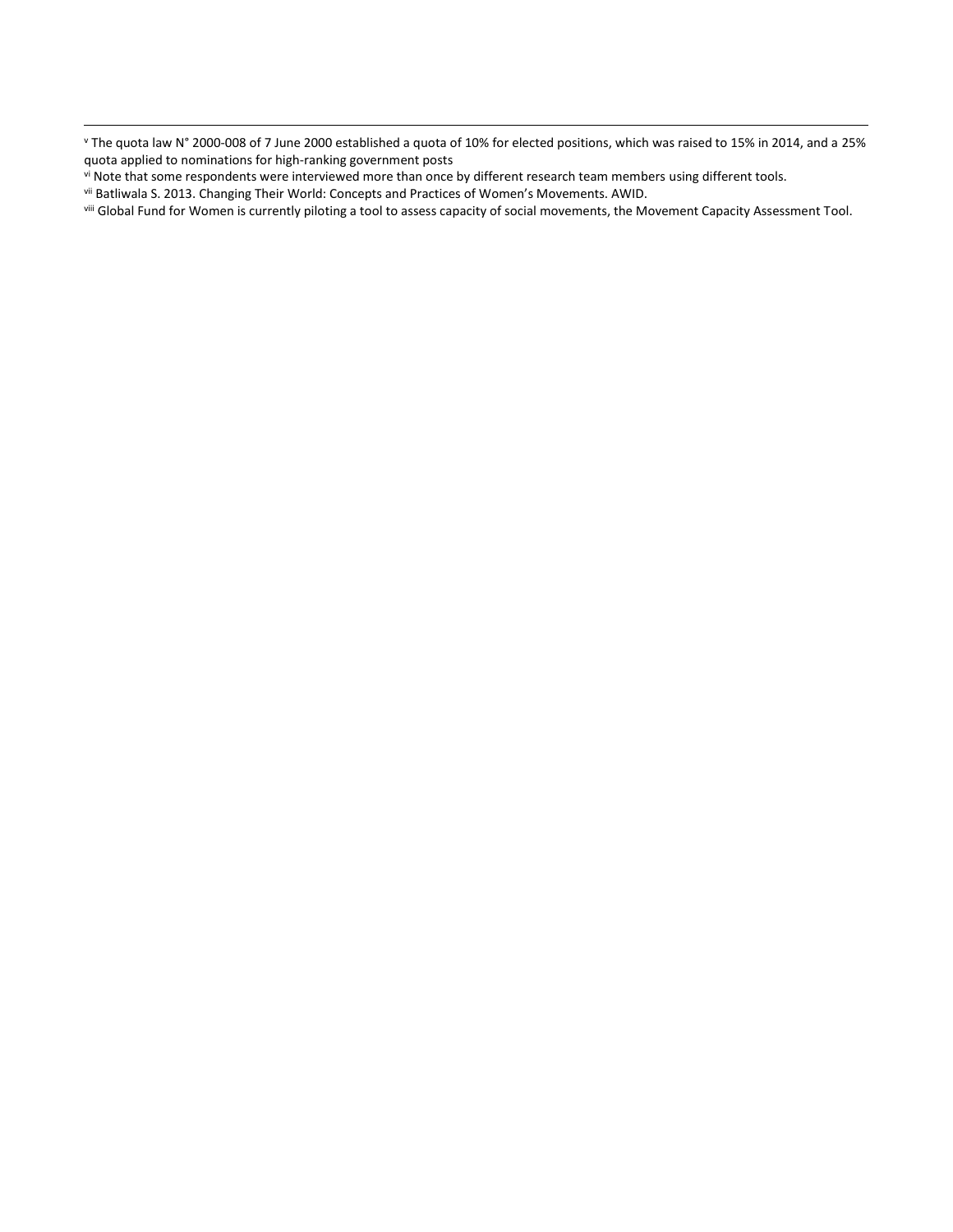[v] The quota law N° 2000-008 of 7 June 2000 established a quota of 10% for elected positions, which was raised to 15% in 2014, and a 25% quota applied to nominations for high-ranking government posts

[vi] Note that some respondents were interviewed more than once by different research team members using different tools.

[vii] Batliwala S. 2013. Changing Their World: Concepts and Practices of Women's Movements. AWID.

[viii] Global Fund for Women is currently piloting a tool to assess capacity of social movements, the Movement Capacity Assessment Tool.